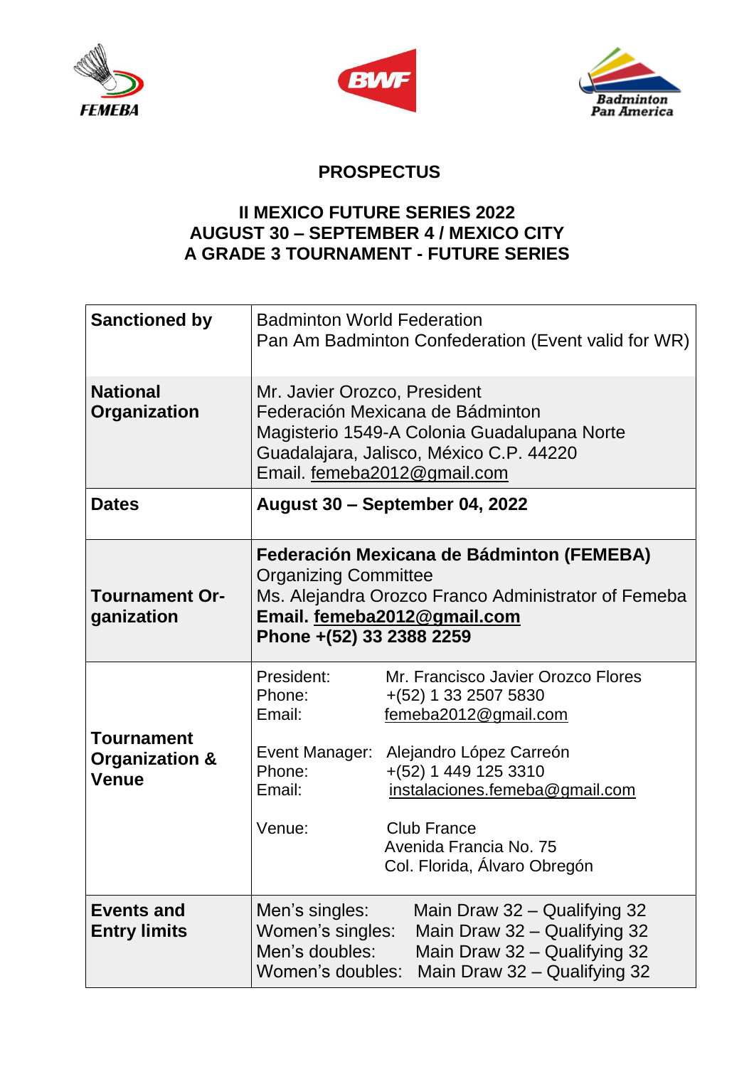## PROSPECTUS

## II MEXICO FUTURE SERIES 2022
## AUGUST 30 – SEPTEMBER 4 / MEXICO CITY
## A GRADE 3 TOURNAMENT - FUTURE SERIES

| | |
|---|---|
| **Sanctioned by** | Badminton World Federation<br>Pan Am Badminton Confederation (Event valid for WR) |
| **National Organization** | Mr. Javier Orozco, President<br>Federación Mexicana de Bádminton<br>Magisterio 1549-A Colonia Guadalupana Norte<br>Guadalajara, Jalisco, México C.P. 44220<br>Email. femeba2012@gmail.com |
| **Dates** | **August 30 – September 04, 2022** |
| **Tournament Organization** | **Federación Mexicana de Bádminton (FEMEBA)**<br>Organizing Committee<br>Ms. Alejandra Orozco Franco Administrator of Femeba<br>**Email. femeba2012@gmail.com**<br>**Phone +(52) 33 2388 2259** |
| **Tournament Organization & Venue** | President: Mr. Francisco Javier Orozco Flores<br>Phone: +(52) 1 33 2507 5830<br>Email: femeba2012@gmail.com<br><br>Event Manager: Alejandro López Carreón<br>Phone: +(52) 1 449 125 3310<br>Email: instalaciones.femeba@gmail.com<br><br>Venue: Club France<br>Avenida Francia No. 75<br>Col. Florida, Álvaro Obregón |
| **Events and Entry limits** | Men's singles: Main Draw 32 – Qualifying 32<br>Women's singles: Main Draw 32 – Qualifying 32<br>Men's doubles: Main Draw 32 – Qualifying 32<br>Women's doubles: Main Draw 32 – Qualifying 32 |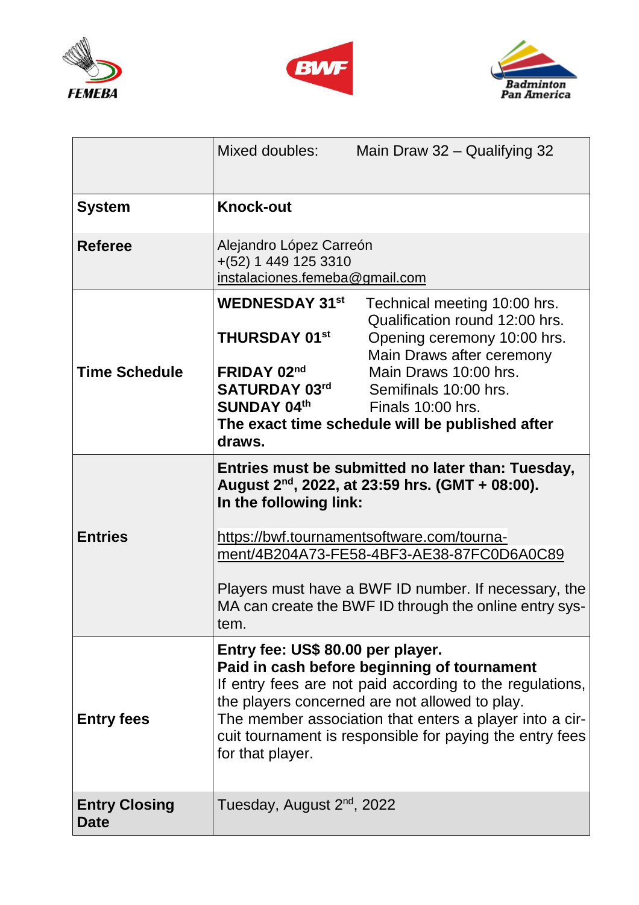| | |
|---|---|
| | Mixed doubles: Main Draw 32 – Qualifying 32 |
| **System** | **Knock-out** |
| **Referee** | Alejandro López Carreón<br>+(52) 1 449 125 3310<br>instalaciones.femeba@gmail.com |
| **Time Schedule** | **WEDNESDAY 31st** Technical meeting 10:00 hrs.<br>Qualification round 12:00 hrs.<br>**THURSDAY 01st** Opening ceremony 10:00 hrs.<br>Main Draws after ceremony<br>**FRIDAY 02nd** Main Draws 10:00 hrs.<br>**SATURDAY 03rd** Semifinals 10:00 hrs.<br>**SUNDAY 04th** Finals 10:00 hrs.<br>**The exact time schedule will be published after draws.** |
| **Entries** | **Entries must be submitted no later than: Tuesday, August 2nd, 2022, at 23:59 hrs. (GMT + 08:00).**<br>**In the following link:**<br><br>https://bwf.tournamentsoftware.com/tournament/4B204A73-FE58-4BF3-AE38-87FC0D6A0C89<br><br>Players must have a BWF ID number. If necessary, the MA can create the BWF ID through the online entry system. |
| **Entry fees** | **Entry fee: US$ 80.00 per player.**<br>**Paid in cash before beginning of tournament**<br>If entry fees are not paid according to the regulations, the players concerned are not allowed to play.<br>The member association that enters a player into a circuit tournament is responsible for paying the entry fees for that player. |
| **Entry Closing Date** | Tuesday, August 2nd, 2022 |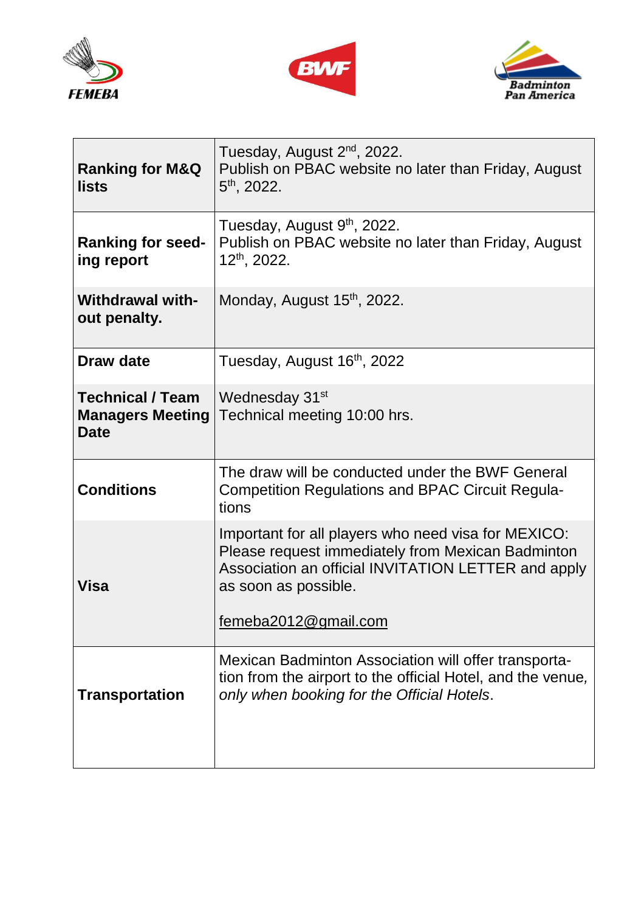| | |
|---|---|
| **Ranking for M&Q lists** | Tuesday, August 2nd, 2022. Publish on PBAC website no later than Friday, August 5th, 2022. |
| **Ranking for seed-ing report** | Tuesday, August 9th, 2022. Publish on PBAC website no later than Friday, August 12th, 2022. |
| **Withdrawal with-out penalty.** | Monday, August 15th, 2022. |
| **Draw date** | Tuesday, August 16th, 2022 |
| **Technical / Team Managers Meeting Date** | Wednesday 31st<br>Technical meeting 10:00 hrs. |
| **Conditions** | The draw will be conducted under the BWF General Competition Regulations and BPAC Circuit Regula-tions |
| **Visa** | Important for all players who need visa for MEXICO: Please request immediately from Mexican Badminton Association an official INVITATION LETTER and apply as soon as possible.<br><br>femeba2012@gmail.com |
| **Transportation** | Mexican Badminton Association will offer transporta-tion from the airport to the official Hotel, and the venue, *only when booking for the Official Hotels*. |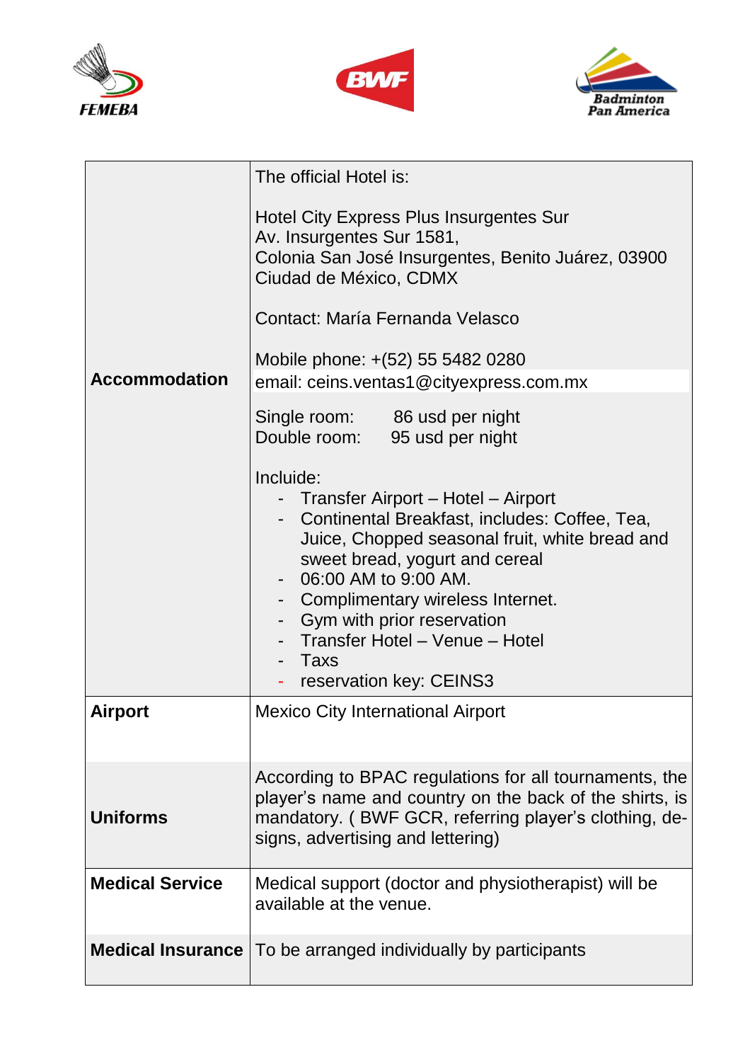| | |
|---|---|
| **Accommodation** | The official Hotel is:<br><br>Hotel City Express Plus Insurgentes Sur<br>Av. Insurgentes Sur 1581,<br>Colonia San José Insurgentes, Benito Juárez, 03900<br>Ciudad de México, CDMX<br><br>Contact: María Fernanda Velasco<br><br>Mobile phone: +(52) 55 5482 0280<br>email: ceins.ventas1@cityexpress.com.mx<br><br>Single room: 86 usd per night<br>Double room: 95 usd per night<br><br>Incluide:<br>- Transfer Airport – Hotel – Airport<br>- Continental Breakfast, includes: Coffee, Tea, Juice, Chopped seasonal fruit, white bread and sweet bread, yogurt and cereal<br>- 06:00 AM to 9:00 AM.<br>- Complimentary wireless Internet.<br>- Gym with prior reservation<br>- Transfer Hotel – Venue – Hotel<br>- Taxs<br>- reservation key: CEINS3 |
| **Airport** | Mexico City International Airport |
| **Uniforms** | According to BPAC regulations for all tournaments, the player's name and country on the back of the shirts, is mandatory. ( BWF GCR, referring player's clothing, designs, advertising and lettering) |
| **Medical Service** | Medical support (doctor and physiotherapist) will be available at the venue. |
| **Medical Insurance** | To be arranged individually by participants |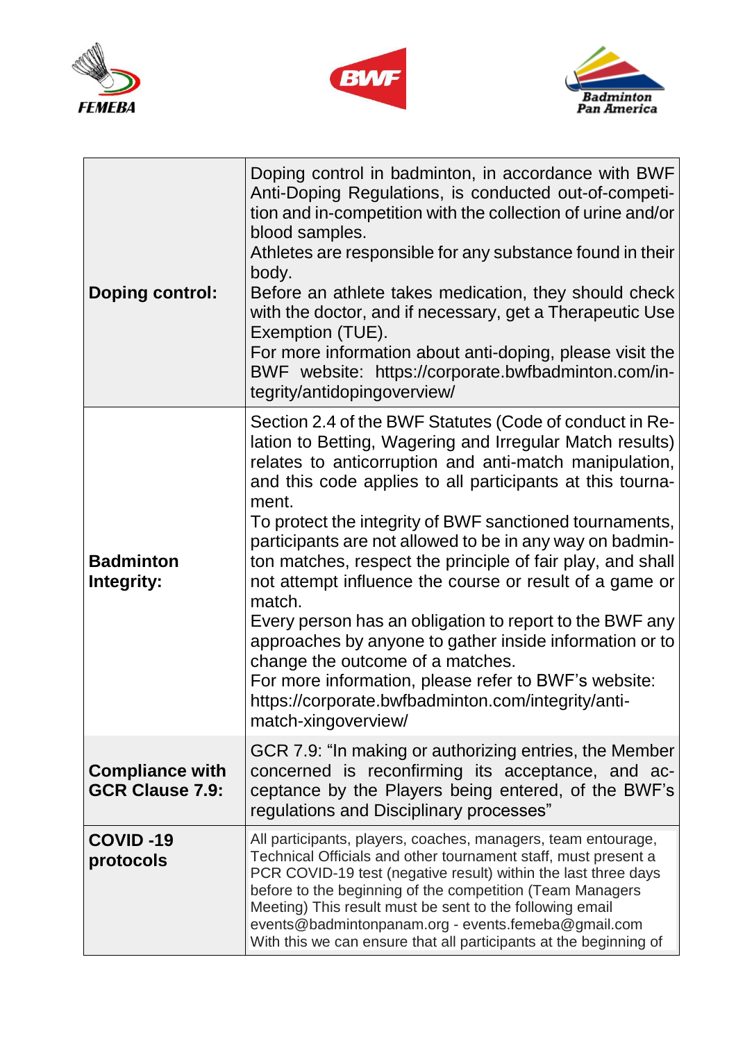| | |
|---|---|
| **Doping control:** | Doping control in badminton, in accordance with BWF Anti-Doping Regulations, is conducted out-of-competition and in-competition with the collection of urine and/or blood samples.<br>Athletes are responsible for any substance found in their body.<br>Before an athlete takes medication, they should check with the doctor, and if necessary, get a Therapeutic Use Exemption (TUE).<br>For more information about anti-doping, please visit the BWF website: https://corporate.bwfbadminton.com/integrity/antidopingoverview/ |
| **Badminton Integrity:** | Section 2.4 of the BWF Statutes (Code of conduct in Relation to Betting, Wagering and Irregular Match results) relates to anticorruption and anti-match manipulation, and this code applies to all participants at this tournament.<br>To protect the integrity of BWF sanctioned tournaments, participants are not allowed to be in any way on badminton matches, respect the principle of fair play, and shall not attempt influence the course or result of a game or match.<br>Every person has an obligation to report to the BWF any approaches by anyone to gather inside information or to change the outcome of a matches.<br>For more information, please refer to BWF's website: https://corporate.bwfbadminton.com/integrity/anti-match-xingoverview/ |
| **Compliance with GCR Clause 7.9:** | GCR 7.9: "In making or authorizing entries, the Member concerned is reconfirming its acceptance, and acceptance by the Players being entered, of the BWF's regulations and Disciplinary processes" |
| **COVID -19 protocols** | All participants, players, coaches, managers, team entourage, Technical Officials and other tournament staff, must present a PCR COVID-19 test (negative result) within the last three days before to the beginning of the competition (Team Managers Meeting) This result must be sent to the following email events@badmintonpanam.org - events.femeba@gmail.com<br>With this we can ensure that all participants at the beginning of |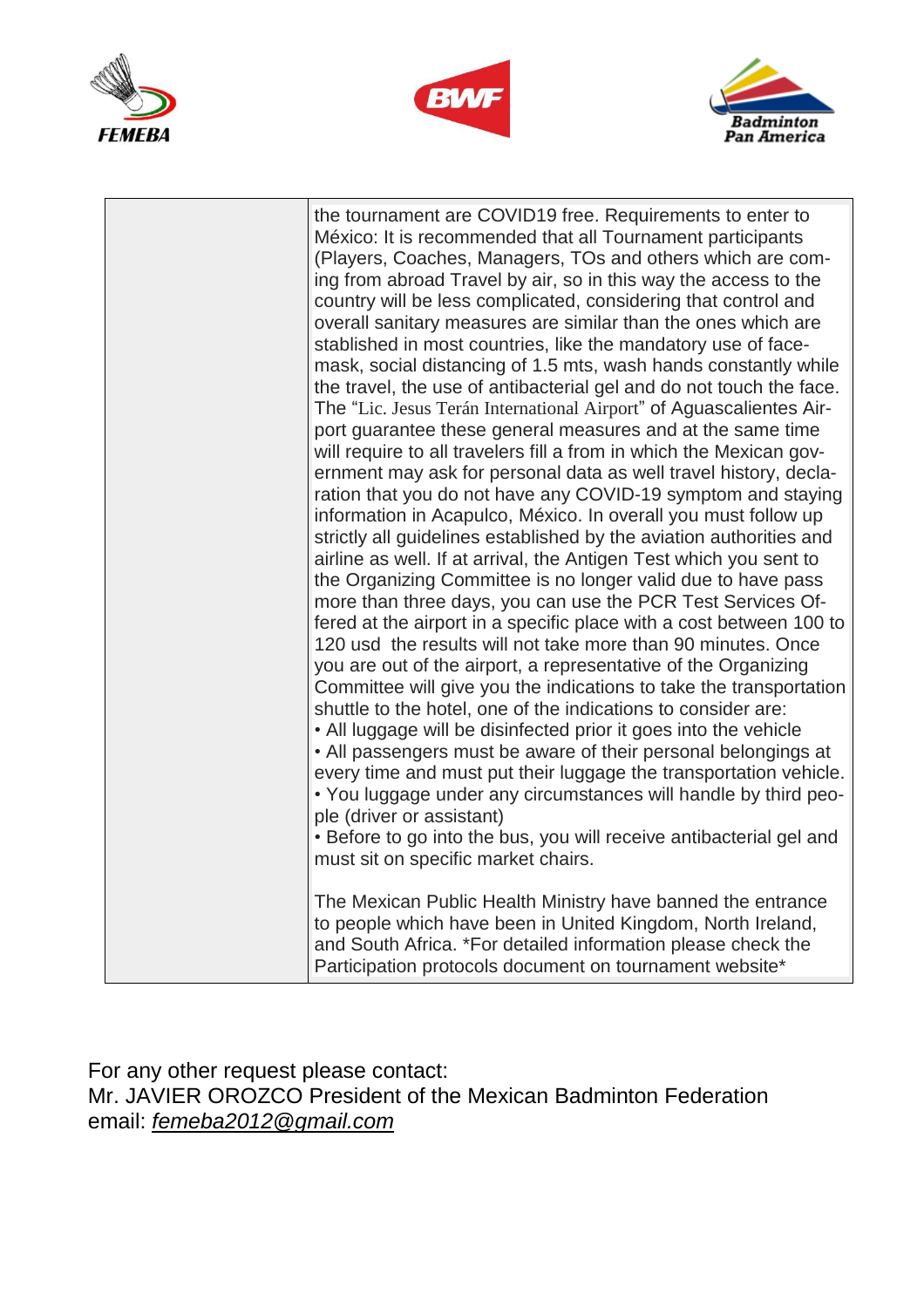| | |
|---|---|
| | the tournament are COVID19 free. Requirements to enter to México: It is recommended that all Tournament participants (Players, Coaches, Managers, TOs and others which are coming from abroad Travel by air, so in this way the access to the country will be less complicated, considering that control and overall sanitary measures are similar than the ones which are stablished in most countries, like the mandatory use of face-mask, social distancing of 1.5 mts, wash hands constantly while the travel, the use of antibacterial gel and do not touch the face. The "Lic. Jesus Terán International Airport" of Aguascalientes Airport guarantee these general measures and at the same time will require to all travelers fill a from in which the Mexican government may ask for personal data as well travel history, declaration that you do not have any COVID-19 symptom and staying information in Acapulco, México. In overall you must follow up strictly all guidelines established by the aviation authorities and airline as well. If at arrival, the Antigen Test which you sent to the Organizing Committee is no longer valid due to have pass more than three days, you can use the PCR Test Services Offered at the airport in a specific place with a cost between 100 to 120 usd the results will not take more than 90 minutes. Once you are out of the airport, a representative of the Organizing Committee will give you the indications to take the transportation shuttle to the hotel, one of the indications to consider are:<br>• All luggage will be disinfected prior it goes into the vehicle<br>• All passengers must be aware of their personal belongings at every time and must put their luggage the transportation vehicle.<br>• You luggage under any circumstances will handle by third people (driver or assistant)<br>• Before to go into the bus, you will receive antibacterial gel and must sit on specific market chairs.<br><br>The Mexican Public Health Ministry have banned the entrance to people which have been in United Kingdom, North Ireland, and South Africa. *For detailed information please check the Participation protocols document on tournament website* |

For any other request please contact:
Mr. JAVIER OROZCO President of the Mexican Badminton Federation
email: *femeba2012@gmail.com*